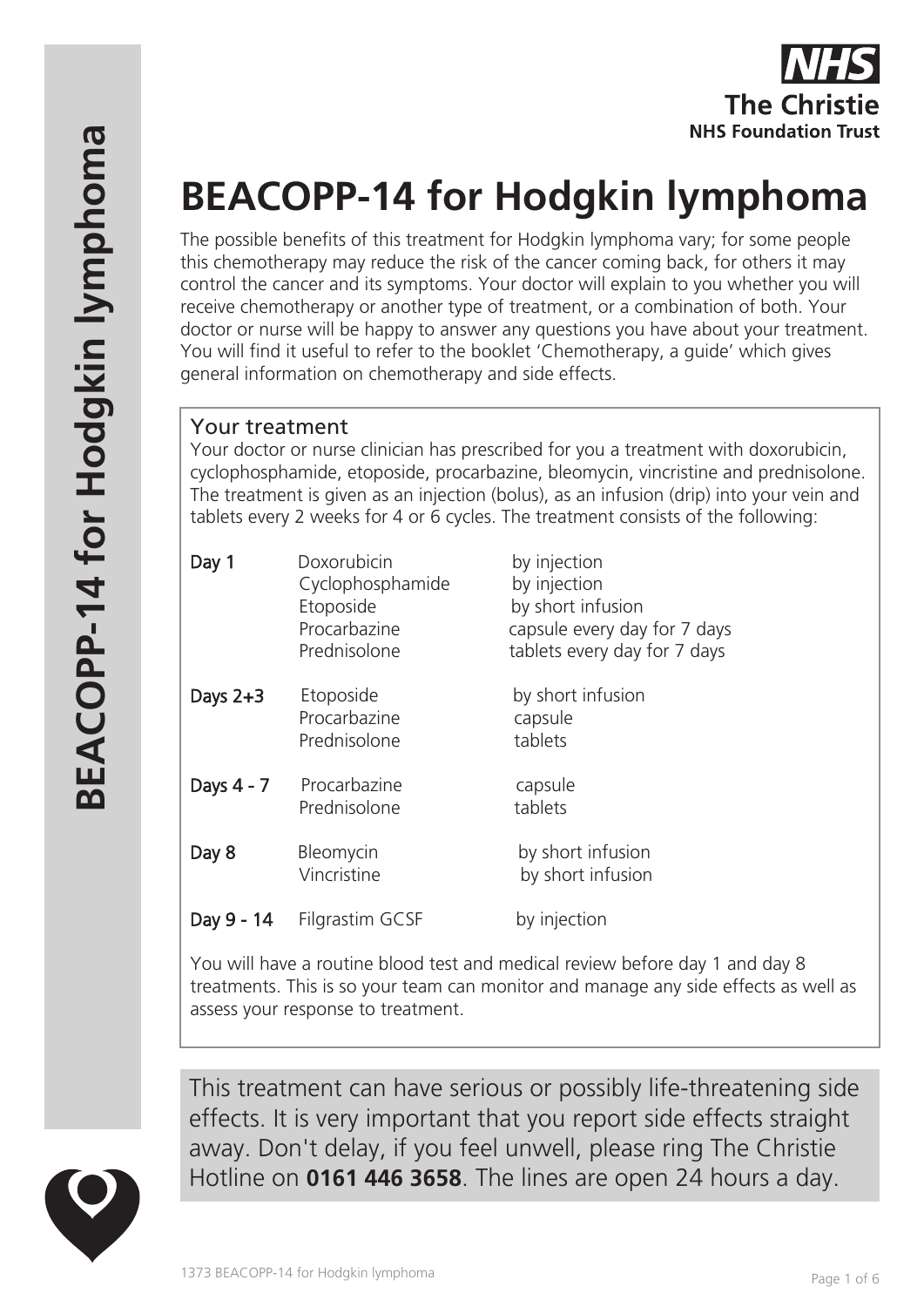# BEACOPP-14 for Hodgkin lymphoma

The possible benefits of this treatment for Hodgkin lymphoma vary; for some people this chemotherapy may reduce the risk of the cancer coming back, for others it may control the cancer and its symptoms. Your doctor will explain to you whether you will receive chemotherapy or another type of treatment, or a combination of both. Your doctor or nurse will be happy to answer any questions you have about your treatment. You will find it useful to refer to the booklet 'Chemotherapy, a guide' which gives general information on chemotherapy and side effects.

## Your treatment

Your doctor or nurse clinician has prescribed for you a treatment with doxorubicin, cyclophosphamide, etoposide, procarbazine, bleomycin, vincristine and prednisolone. The treatment is given as an injection (bolus), as an infusion (drip) into your vein and tablets every 2 weeks for 4 or 6 cycles. The treatment consists of the following:

| | | |
|---|---|---|
| **Day 1** | Doxorubicin | by injection |
| | Cyclophosphamide | by injection |
| | Etoposide | by short infusion |
| | Procarbazine | capsule every day for 7 days |
| | Prednisolone | tablets every day for 7 days |
| **Days 2+3** | Etoposide | by short infusion |
| | Procarbazine | capsule |
| | Prednisolone | tablets |
| **Days 4 - 7** | Procarbazine | capsule |
| | Prednisolone | tablets |
| **Day 8** | Bleomycin | by short infusion |
| | Vincristine | by short infusion |
| **Day 9 - 14** | Filgrastim GCSF | by injection |

You will have a routine blood test and medical review before day 1 and day 8 treatments. This is so your team can monitor and manage any side effects as well as assess your response to treatment.

This treatment can have serious or possibly life-threatening side effects. It is very important that you report side effects straight away. Don't delay, if you feel unwell, please ring The Christie Hotline on **0161 446 3658**. The lines are open 24 hours a day.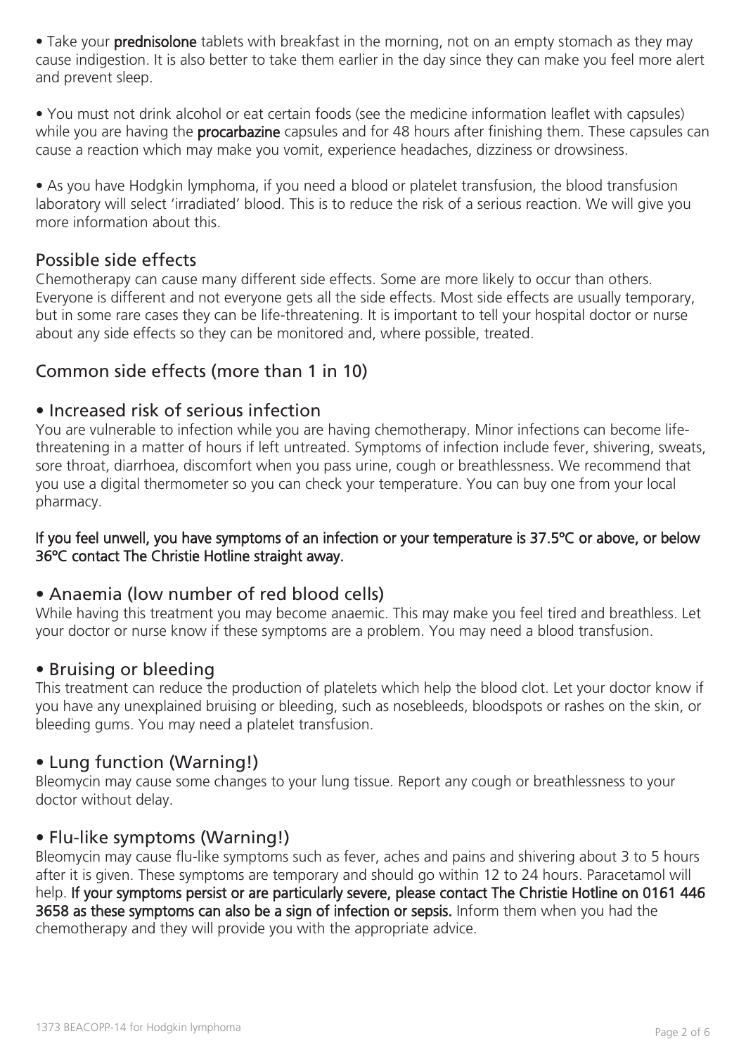- Take your **prednisolone** tablets with breakfast in the morning, not on an empty stomach as they may cause indigestion. It is also better to take them earlier in the day since they can make you feel more alert and prevent sleep.

- You must not drink alcohol or eat certain foods (see the medicine information leaflet with capsules) while you are having the **procarbazine** capsules and for 48 hours after finishing them. These capsules can cause a reaction which may make you vomit, experience headaches, dizziness or drowsiness.

- As you have Hodgkin lymphoma, if you need a blood or platelet transfusion, the blood transfusion laboratory will select 'irradiated' blood. This is to reduce the risk of a serious reaction. We will give you more information about this.

## Possible side effects

Chemotherapy can cause many different side effects. Some are more likely to occur than others. Everyone is different and not everyone gets all the side effects. Most side effects are usually temporary, but in some rare cases they can be life-threatening. It is important to tell your hospital doctor or nurse about any side effects so they can be monitored and, where possible, treated.

## Common side effects (more than 1 in 10)

### • Increased risk of serious infection

You are vulnerable to infection while you are having chemotherapy. Minor infections can become life-threatening in a matter of hours if left untreated. Symptoms of infection include fever, shivering, sweats, sore throat, diarrhoea, discomfort when you pass urine, cough or breathlessness. We recommend that you use a digital thermometer so you can check your temperature. You can buy one from your local pharmacy.

**If you feel unwell, you have symptoms of an infection or your temperature is 37.5ºC or above, or below 36ºC contact The Christie Hotline straight away.**

### • Anaemia (low number of red blood cells)

While having this treatment you may become anaemic. This may make you feel tired and breathless. Let your doctor or nurse know if these symptoms are a problem. You may need a blood transfusion.

### • Bruising or bleeding

This treatment can reduce the production of platelets which help the blood clot. Let your doctor know if you have any unexplained bruising or bleeding, such as nosebleeds, bloodspots or rashes on the skin, or bleeding gums. You may need a platelet transfusion.

### • Lung function (Warning!)

Bleomycin may cause some changes to your lung tissue. Report any cough or breathlessness to your doctor without delay.

### • Flu-like symptoms (Warning!)

Bleomycin may cause flu-like symptoms such as fever, aches and pains and shivering about 3 to 5 hours after it is given. These symptoms are temporary and should go within 12 to 24 hours. Paracetamol will help. **If your symptoms persist or are particularly severe, please contact The Christie Hotline on 0161 446 3658 as these symptoms can also be a sign of infection or sepsis.** Inform them when you had the chemotherapy and they will provide you with the appropriate advice.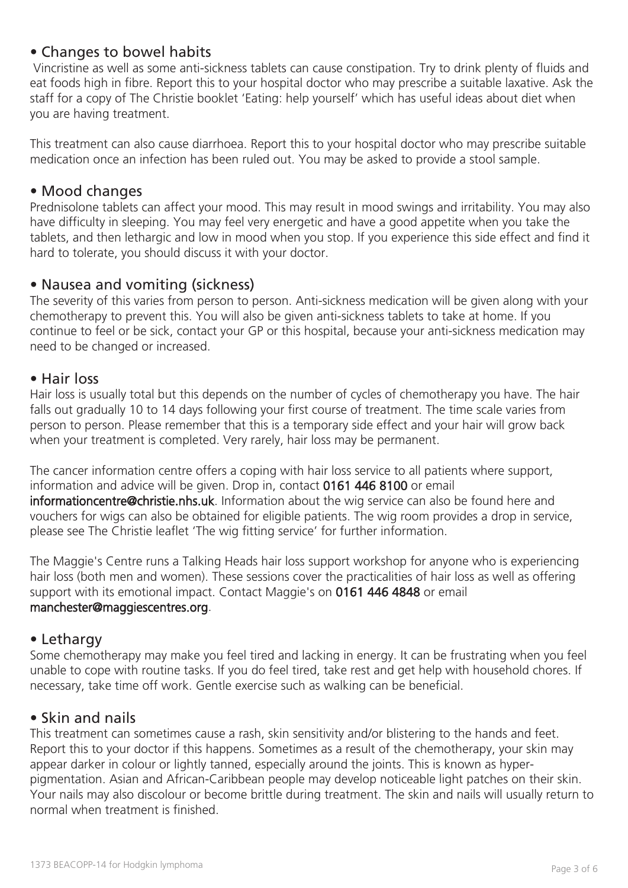## • Changes to bowel habits

Vincristine as well as some anti-sickness tablets can cause constipation. Try to drink plenty of fluids and eat foods high in fibre. Report this to your hospital doctor who may prescribe a suitable laxative. Ask the staff for a copy of The Christie booklet 'Eating: help yourself' which has useful ideas about diet when you are having treatment.

This treatment can also cause diarrhoea. Report this to your hospital doctor who may prescribe suitable medication once an infection has been ruled out. You may be asked to provide a stool sample.

## • Mood changes

Prednisolone tablets can affect your mood. This may result in mood swings and irritability. You may also have difficulty in sleeping. You may feel very energetic and have a good appetite when you take the tablets, and then lethargic and low in mood when you stop. If you experience this side effect and find it hard to tolerate, you should discuss it with your doctor.

## • Nausea and vomiting (sickness)

The severity of this varies from person to person. Anti-sickness medication will be given along with your chemotherapy to prevent this. You will also be given anti-sickness tablets to take at home. If you continue to feel or be sick, contact your GP or this hospital, because your anti-sickness medication may need to be changed or increased.

## • Hair loss

Hair loss is usually total but this depends on the number of cycles of chemotherapy you have. The hair falls out gradually 10 to 14 days following your first course of treatment. The time scale varies from person to person. Please remember that this is a temporary side effect and your hair will grow back when your treatment is completed. Very rarely, hair loss may be permanent.

The cancer information centre offers a coping with hair loss service to all patients where support, information and advice will be given. Drop in, contact **0161 446 8100** or email **informationcentre@christie.nhs.uk**. Information about the wig service can also be found here and vouchers for wigs can also be obtained for eligible patients. The wig room provides a drop in service, please see The Christie leaflet 'The wig fitting service' for further information.

The Maggie's Centre runs a Talking Heads hair loss support workshop for anyone who is experiencing hair loss (both men and women). These sessions cover the practicalities of hair loss as well as offering support with its emotional impact. Contact Maggie's on **0161 446 4848** or email **manchester@maggiescentres.org**.

## • Lethargy

Some chemotherapy may make you feel tired and lacking in energy. It can be frustrating when you feel unable to cope with routine tasks. If you do feel tired, take rest and get help with household chores. If necessary, take time off work. Gentle exercise such as walking can be beneficial.

## • Skin and nails

This treatment can sometimes cause a rash, skin sensitivity and/or blistering to the hands and feet. Report this to your doctor if this happens. Sometimes as a result of the chemotherapy, your skin may appear darker in colour or lightly tanned, especially around the joints. This is known as hyper-pigmentation. Asian and African-Caribbean people may develop noticeable light patches on their skin. Your nails may also discolour or become brittle during treatment. The skin and nails will usually return to normal when treatment is finished.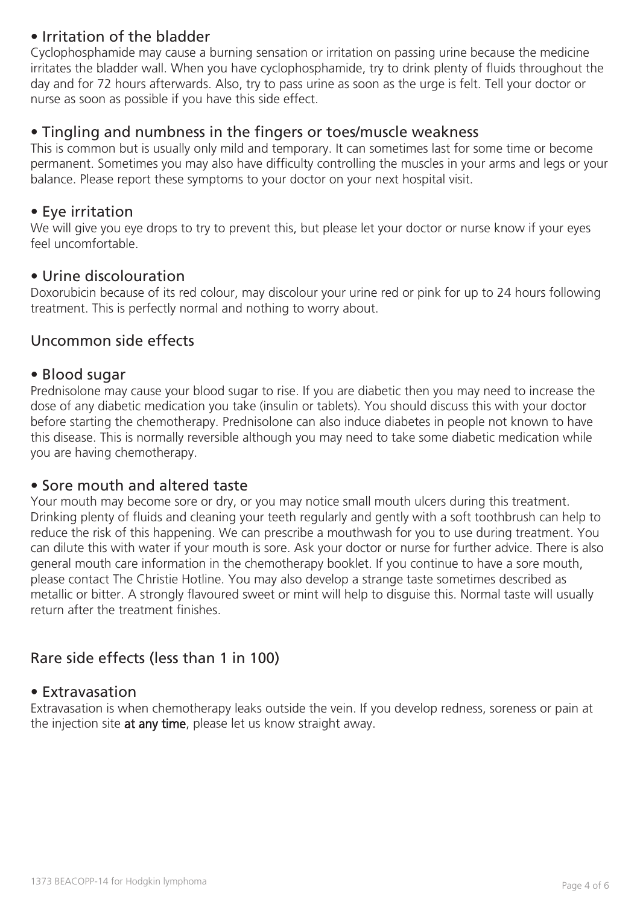- **Irritation of the bladder**

Cyclophosphamide may cause a burning sensation or irritation on passing urine because the medicine irritates the bladder wall. When you have cyclophosphamide, try to drink plenty of fluids throughout the day and for 72 hours afterwards. Also, try to pass urine as soon as the urge is felt. Tell your doctor or nurse as soon as possible if you have this side effect.

- **Tingling and numbness in the fingers or toes/muscle weakness**

This is common but is usually only mild and temporary. It can sometimes last for some time or become permanent. Sometimes you may also have difficulty controlling the muscles in your arms and legs or your balance. Please report these symptoms to your doctor on your next hospital visit.

- **Eye irritation**

We will give you eye drops to try to prevent this, but please let your doctor or nurse know if your eyes feel uncomfortable.

- **Urine discolouration**

Doxorubicin because of its red colour, may discolour your urine red or pink for up to 24 hours following treatment. This is perfectly normal and nothing to worry about.

## Uncommon side effects

- **Blood sugar**

Prednisolone may cause your blood sugar to rise. If you are diabetic then you may need to increase the dose of any diabetic medication you take (insulin or tablets). You should discuss this with your doctor before starting the chemotherapy. Prednisolone can also induce diabetes in people not known to have this disease. This is normally reversible although you may need to take some diabetic medication while you are having chemotherapy.

- **Sore mouth and altered taste**

Your mouth may become sore or dry, or you may notice small mouth ulcers during this treatment. Drinking plenty of fluids and cleaning your teeth regularly and gently with a soft toothbrush can help to reduce the risk of this happening. We can prescribe a mouthwash for you to use during treatment. You can dilute this with water if your mouth is sore. Ask your doctor or nurse for further advice. There is also general mouth care information in the chemotherapy booklet. If you continue to have a sore mouth, please contact The Christie Hotline. You may also develop a strange taste sometimes described as metallic or bitter. A strongly flavoured sweet or mint will help to disguise this. Normal taste will usually return after the treatment finishes.

## Rare side effects (less than 1 in 100)

- **Extravasation**

Extravasation is when chemotherapy leaks outside the vein. If you develop redness, soreness or pain at the injection site **at any time**, please let us know straight away.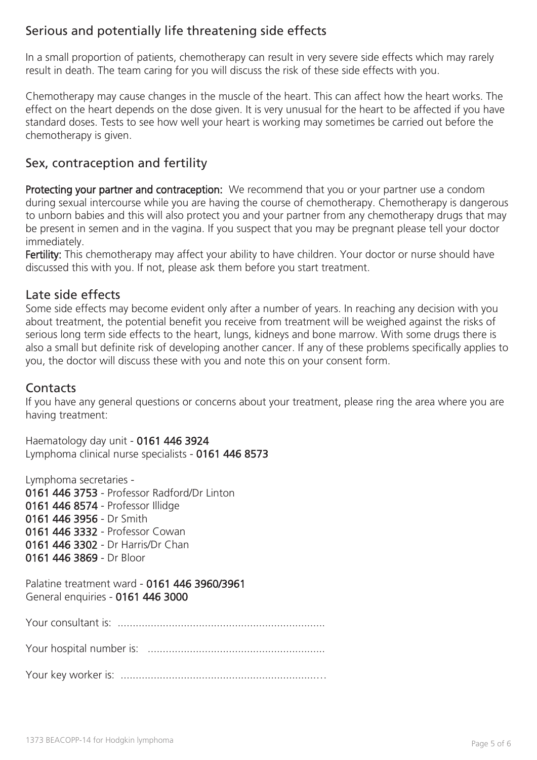## Serious and potentially life threatening side effects

In a small proportion of patients, chemotherapy can result in very severe side effects which may rarely result in death. The team caring for you will discuss the risk of these side effects with you.

Chemotherapy may cause changes in the muscle of the heart. This can affect how the heart works. The effect on the heart depends on the dose given. It is very unusual for the heart to be affected if you have standard doses. Tests to see how well your heart is working may sometimes be carried out before the chemotherapy is given.

## Sex, contraception and fertility

**Protecting your partner and contraception:** We recommend that you or your partner use a condom during sexual intercourse while you are having the course of chemotherapy. Chemotherapy is dangerous to unborn babies and this will also protect you and your partner from any chemotherapy drugs that may be present in semen and in the vagina. If you suspect that you may be pregnant please tell your doctor immediately.

**Fertility:** This chemotherapy may affect your ability to have children. Your doctor or nurse should have discussed this with you. If not, please ask them before you start treatment.

## Late side effects

Some side effects may become evident only after a number of years. In reaching any decision with you about treatment, the potential benefit you receive from treatment will be weighed against the risks of serious long term side effects to the heart, lungs, kidneys and bone marrow. With some drugs there is also a small but definite risk of developing another cancer. If any of these problems specifically applies to you, the doctor will discuss these with you and note this on your consent form.

## Contacts

If you have any general questions or concerns about your treatment, please ring the area where you are having treatment:

Haematology day unit - **0161 446 3924**
Lymphoma clinical nurse specialists - **0161 446 8573**

Lymphoma secretaries -
**0161 446 3753** - Professor Radford/Dr Linton
**0161 446 8574** - Professor Illidge
**0161 446 3956** - Dr Smith
**0161 446 3332** - Professor Cowan
**0161 446 3302** - Dr Harris/Dr Chan
**0161 446 3869** - Dr Bloor

Palatine treatment ward - **0161 446 3960/3961**
General enquiries - **0161 446 3000**

Your consultant is: ....................................................................

Your hospital number is: ..........................................................

Your key worker is: ..................................................................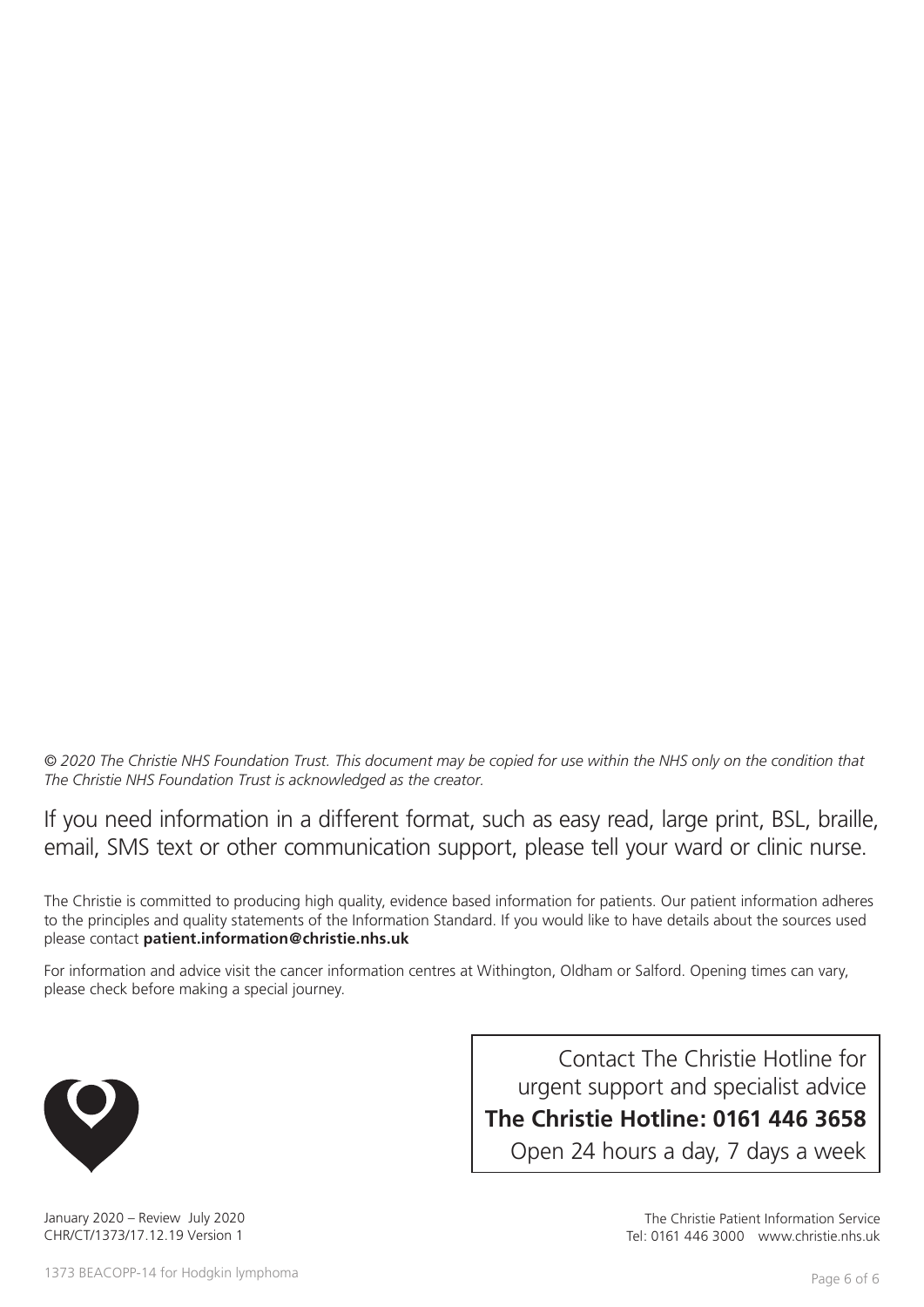*© 2020 The Christie NHS Foundation Trust. This document may be copied for use within the NHS only on the condition that The Christie NHS Foundation Trust is acknowledged as the creator.*

If you need information in a different format, such as easy read, large print, BSL, braille, email, SMS text or other communication support, please tell your ward or clinic nurse.

The Christie is committed to producing high quality, evidence based information for patients. Our patient information adheres to the principles and quality statements of the Information Standard. If you would like to have details about the sources used please contact **patient.information@christie.nhs.uk**

For information and advice visit the cancer information centres at Withington, Oldham or Salford. Opening times can vary, please check before making a special journey.

Contact The Christie Hotline for urgent support and specialist advice

**The Christie Hotline: 0161 446 3658**

Open 24 hours a day, 7 days a week

January 2020 – Review July 2020
CHR/CT/1373/17.12.19 Version 1

The Christie Patient Information Service
Tel: 0161 446 3000 www.christie.nhs.uk